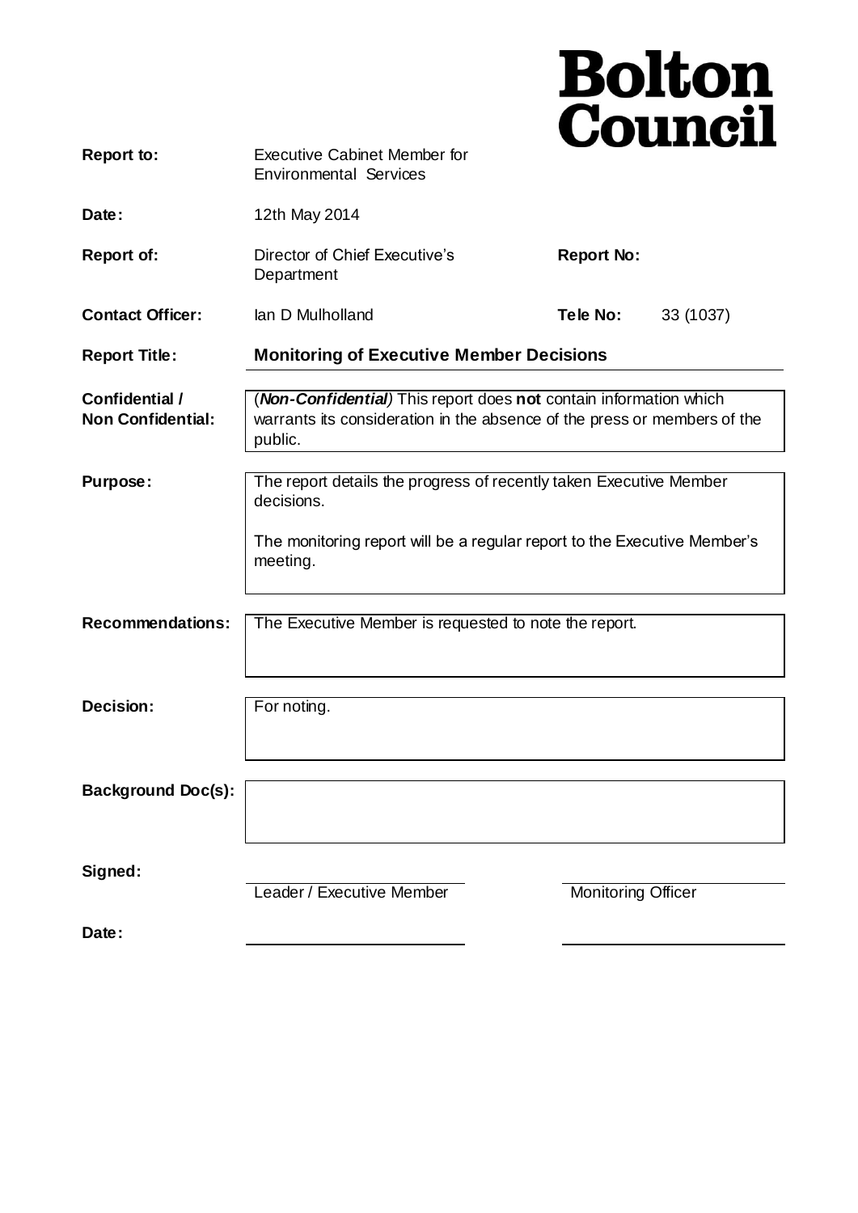# Bolton Council

| | | | |
|---|---|---|---|
| **Report to:** | Executive Cabinet Member for Environmental Services | | |
| **Date:** | 12th May 2014 | | |
| **Report of:** | Director of Chief Executive's Department | **Report No:** | |
| **Contact Officer:** | Ian D Mulholland | **Tele No:** | 33 (1037) |
| **Report Title:** | **Monitoring of Executive Member Decisions** | | |

| | |
|---|---|
| **Confidential / Non Confidential:** | (***Non-Confidential***) This report does **not** contain information which warrants its consideration in the absence of the press or members of the public. |
| **Purpose:** | The report details the progress of recently taken Executive Member decisions.<br><br>The monitoring report will be a regular report to the Executive Member's meeting. |
| **Recommendations:** | The Executive Member is requested to note the report. |
| **Decision:** | For noting. |
| **Background Doc(s):** | |

| | | |
|---|---|---|
| **Signed:** | Leader / Executive Member | Monitoring Officer |
| **Date:** | | |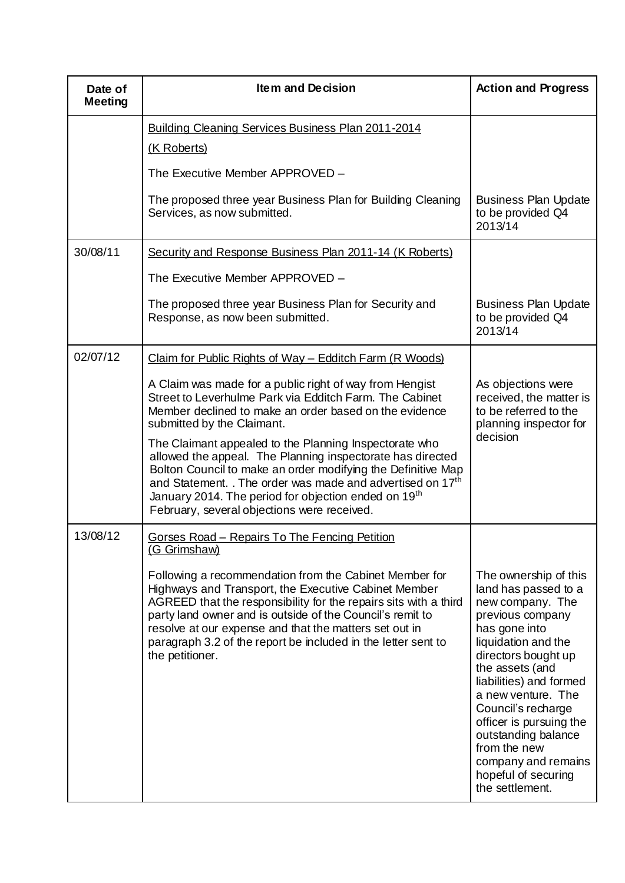| Date of Meeting | Item and Decision | Action and Progress |
|---|---|---|
| | Building Cleaning Services Business Plan 2011-2014 (K Roberts)<br><br>The Executive Member APPROVED –<br><br>The proposed three year Business Plan for Building Cleaning Services, as now submitted. | Business Plan Update to be provided Q4 2013/14 |
| 30/08/11 | Security and Response Business Plan 2011-14 (K Roberts)<br><br>The Executive Member APPROVED –<br><br>The proposed three year Business Plan for Security and Response, as now been submitted. | Business Plan Update to be provided Q4 2013/14 |
| 02/07/12 | Claim for Public Rights of Way – Edditch Farm (R Woods)<br><br>A Claim was made for a public right of way from Hengist Street to Leverhulme Park via Edditch Farm. The Cabinet Member declined to make an order based on the evidence submitted by the Claimant.<br><br>The Claimant appealed to the Planning Inspectorate who allowed the appeal. The Planning inspectorate has directed Bolton Council to make an order modifying the Definitive Map and Statement. . The order was made and advertised on 17th January 2014. The period for objection ended on 19th February, several objections were received. | As objections were received, the matter is to be referred to the planning inspector for decision |
| 13/08/12 | Gorses Road – Repairs To The Fencing Petition (G Grimshaw)<br><br>Following a recommendation from the Cabinet Member for Highways and Transport, the Executive Cabinet Member AGREED that the responsibility for the repairs sits with a third party land owner and is outside of the Council's remit to resolve at our expense and that the matters set out in paragraph 3.2 of the report be included in the letter sent to the petitioner. | The ownership of this land has passed to a new company. The previous company has gone into liquidation and the directors bought up the assets (and liabilities) and formed a new venture. The Council's recharge officer is pursuing the outstanding balance from the new company and remains hopeful of securing the settlement. |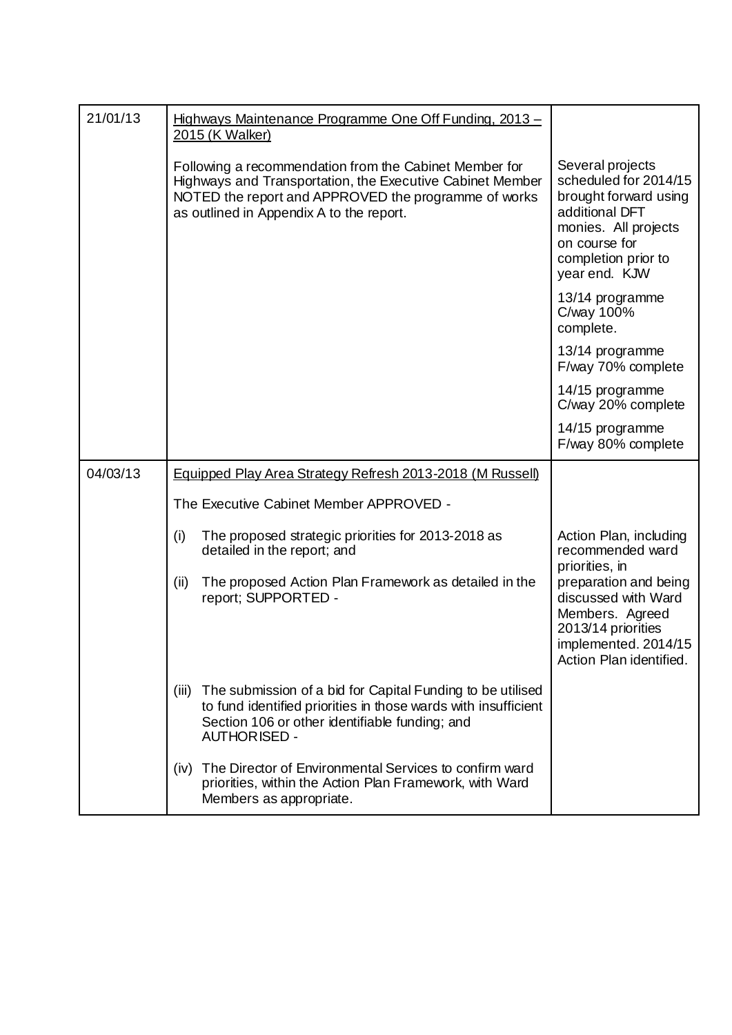| | | |
|---|---|---|
| 21/01/13 | Highways Maintenance Programme One Off Funding, 2013 – 2015 (K Walker)<br><br>Following a recommendation from the Cabinet Member for Highways and Transportation, the Executive Cabinet Member NOTED the report and APPROVED the programme of works as outlined in Appendix A to the report. | Several projects scheduled for 2014/15 brought forward using additional DFT monies. All projects on course for completion prior to year end. KJW<br><br>13/14 programme C/way 100% complete.<br><br>13/14 programme F/way 70% complete<br><br>14/15 programme C/way 20% complete<br><br>14/15 programme F/way 80% complete |
| 04/03/13 | Equipped Play Area Strategy Refresh 2013-2018 (M Russell)<br><br>The Executive Cabinet Member APPROVED -<br><br>(i) The proposed strategic priorities for 2013-2018 as detailed in the report; and<br><br>(ii) The proposed Action Plan Framework as detailed in the report; SUPPORTED -<br><br>(iii) The submission of a bid for Capital Funding to be utilised to fund identified priorities in those wards with insufficient Section 106 or other identifiable funding; and AUTHORISED -<br><br>(iv) The Director of Environmental Services to confirm ward priorities, within the Action Plan Framework, with Ward Members as appropriate. | Action Plan, including recommended ward priorities, in preparation and being discussed with Ward Members. Agreed 2013/14 priorities implemented. 2014/15 Action Plan identified. |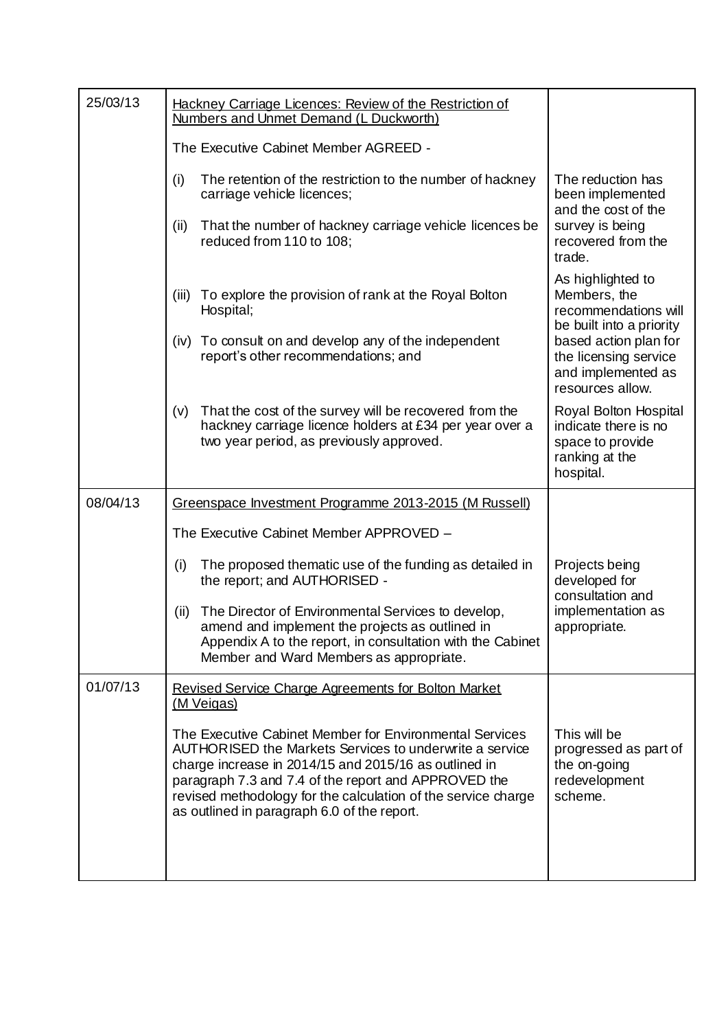| | | |
|---|---|---|
| 25/03/13 | <u>Hackney Carriage Licences: Review of the Restriction of Numbers and Unmet Demand (L Duckworth)</u><br><br>The Executive Cabinet Member AGREED -<br><br>(i) The retention of the restriction to the number of hackney carriage vehicle licences;<br><br>(ii) That the number of hackney carriage vehicle licences be reduced from 110 to 108;<br><br>(iii) To explore the provision of rank at the Royal Bolton Hospital;<br><br>(iv) To consult on and develop any of the independent report's other recommendations; and<br><br>(v) That the cost of the survey will be recovered from the hackney carriage licence holders at £34 per year over a two year period, as previously approved. | The reduction has been implemented and the cost of the survey is being recovered from the trade.<br><br>As highlighted to Members, the recommendations will be built into a priority based action plan for the licensing service and implemented as resources allow.<br><br>Royal Bolton Hospital indicate there is no space to provide ranking at the hospital. |
| 08/04/13 | <u>Greenspace Investment Programme 2013-2015 (M Russell)</u><br><br>The Executive Cabinet Member APPROVED –<br><br>(i) The proposed thematic use of the funding as detailed in the report; and AUTHORISED -<br><br>(ii) The Director of Environmental Services to develop, amend and implement the projects as outlined in Appendix A to the report, in consultation with the Cabinet Member and Ward Members as appropriate. | Projects being developed for consultation and implementation as appropriate. |
| 01/07/13 | <u>Revised Service Charge Agreements for Bolton Market (M Veigas)</u><br><br>The Executive Cabinet Member for Environmental Services AUTHORISED the Markets Services to underwrite a service charge increase in 2014/15 and 2015/16 as outlined in paragraph 7.3 and 7.4 of the report and APPROVED the revised methodology for the calculation of the service charge as outlined in paragraph 6.0 of the report. | This will be progressed as part of the on-going redevelopment scheme. |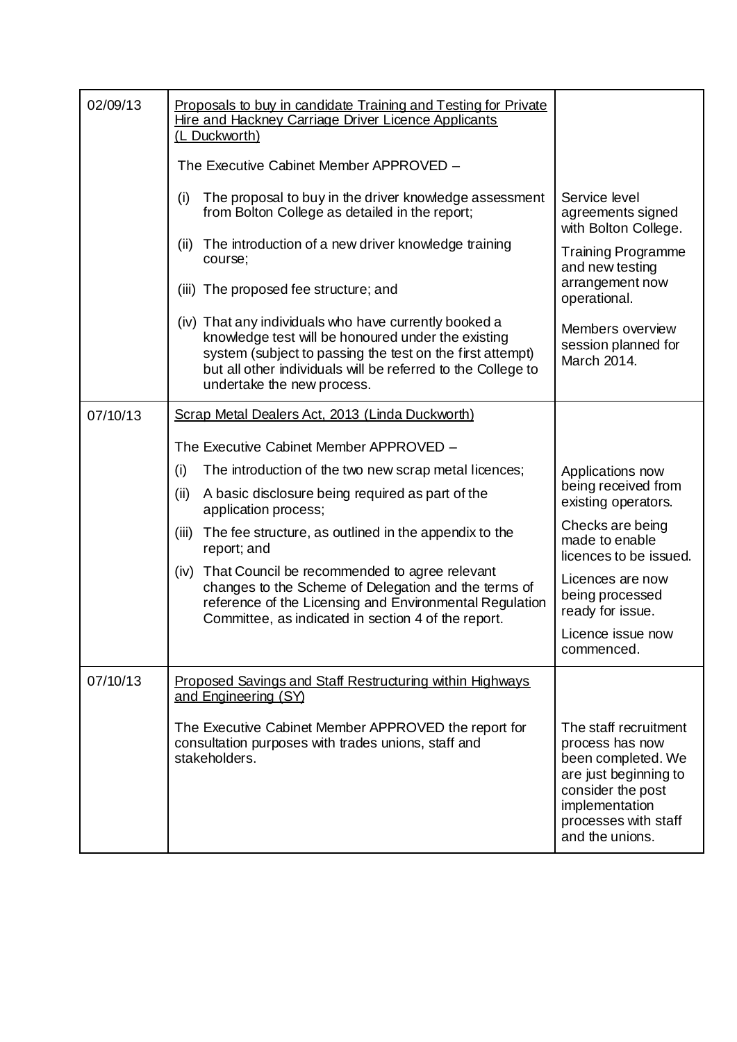| 02/09/13 | Proposals to buy in candidate Training and Testing for Private Hire and Hackney Carriage Driver Licence Applicants (L Duckworth)<br><br>The Executive Cabinet Member APPROVED –<br><br>(i) The proposal to buy in the driver knowledge assessment from Bolton College as detailed in the report;<br><br>(ii) The introduction of a new driver knowledge training course;<br><br>(iii) The proposed fee structure; and<br><br>(iv) That any individuals who have currently booked a knowledge test will be honoured under the existing system (subject to passing the test on the first attempt) but all other individuals will be referred to the College to undertake the new process. | Service level agreements signed with Bolton College.<br><br>Training Programme and new testing arrangement now operational.<br><br>Members overview session planned for March 2014. |
|---|---|---|
| 07/10/13 | Scrap Metal Dealers Act, 2013 (Linda Duckworth)<br><br>The Executive Cabinet Member APPROVED –<br><br>(i) The introduction of the two new scrap metal licences;<br><br>(ii) A basic disclosure being required as part of the application process;<br><br>(iii) The fee structure, as outlined in the appendix to the report; and<br><br>(iv) That Council be recommended to agree relevant changes to the Scheme of Delegation and the terms of reference of the Licensing and Environmental Regulation Committee, as indicated in section 4 of the report. | Applications now being received from existing operators.<br><br>Checks are being made to enable licences to be issued.<br><br>Licences are now being processed ready for issue.<br><br>Licence issue now commenced. |
| 07/10/13 | Proposed Savings and Staff Restructuring within Highways and Engineering (SY)<br><br>The Executive Cabinet Member APPROVED the report for consultation purposes with trades unions, staff and stakeholders. | The staff recruitment process has now been completed. We are just beginning to consider the post implementation processes with staff and the unions. |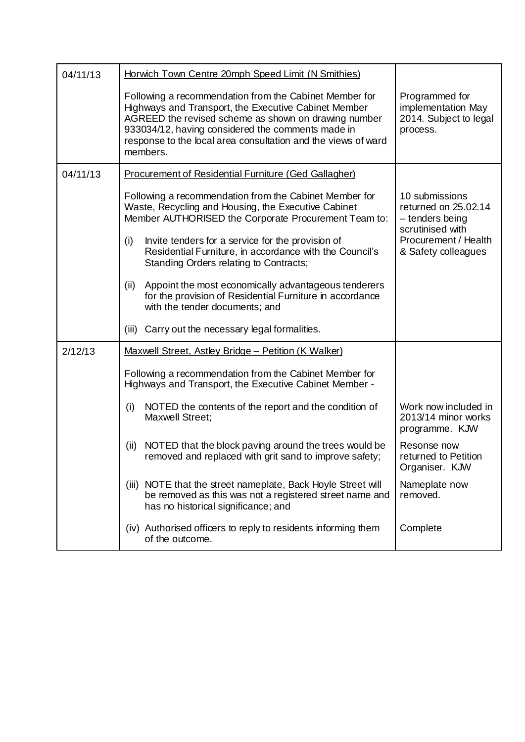| | | |
|---|---|---|
| 04/11/13 | <u>Horwich Town Centre 20mph Speed Limit (N Smithies)</u><br><br>Following a recommendation from the Cabinet Member for Highways and Transport, the Executive Cabinet Member AGREED the revised scheme as shown on drawing number 933034/12, having considered the comments made in response to the local area consultation and the views of ward members. | Programmed for implementation May 2014. Subject to legal process. |
| 04/11/13 | <u>Procurement of Residential Furniture (Ged Gallagher)</u><br><br>Following a recommendation from the Cabinet Member for Waste, Recycling and Housing, the Executive Cabinet Member AUTHORISED the Corporate Procurement Team to:<br><br>(i) Invite tenders for a service for the provision of Residential Furniture, in accordance with the Council's Standing Orders relating to Contracts;<br><br>(ii) Appoint the most economically advantageous tenderers for the provision of Residential Furniture in accordance with the tender documents; and<br><br>(iii) Carry out the necessary legal formalities. | 10 submissions returned on 25.02.14 – tenders being scrutinised with Procurement / Health & Safety colleagues |
| 2/12/13 | <u>Maxwell Street, Astley Bridge – Petition (K Walker)</u><br><br>Following a recommendation from the Cabinet Member for Highways and Transport, the Executive Cabinet Member - | |
| | (i) NOTED the contents of the report and the condition of Maxwell Street; | Work now included in 2013/14 minor works programme. KJW |
| | (ii) NOTED that the block paving around the trees would be removed and replaced with grit sand to improve safety; | Resonse now returned to Petition Organiser. KJW |
| | (iii) NOTE that the street nameplate, Back Hoyle Street will be removed as this was not a registered street name and has no historical significance; and | Nameplate now removed. |
| | (iv) Authorised officers to reply to residents informing them of the outcome. | Complete |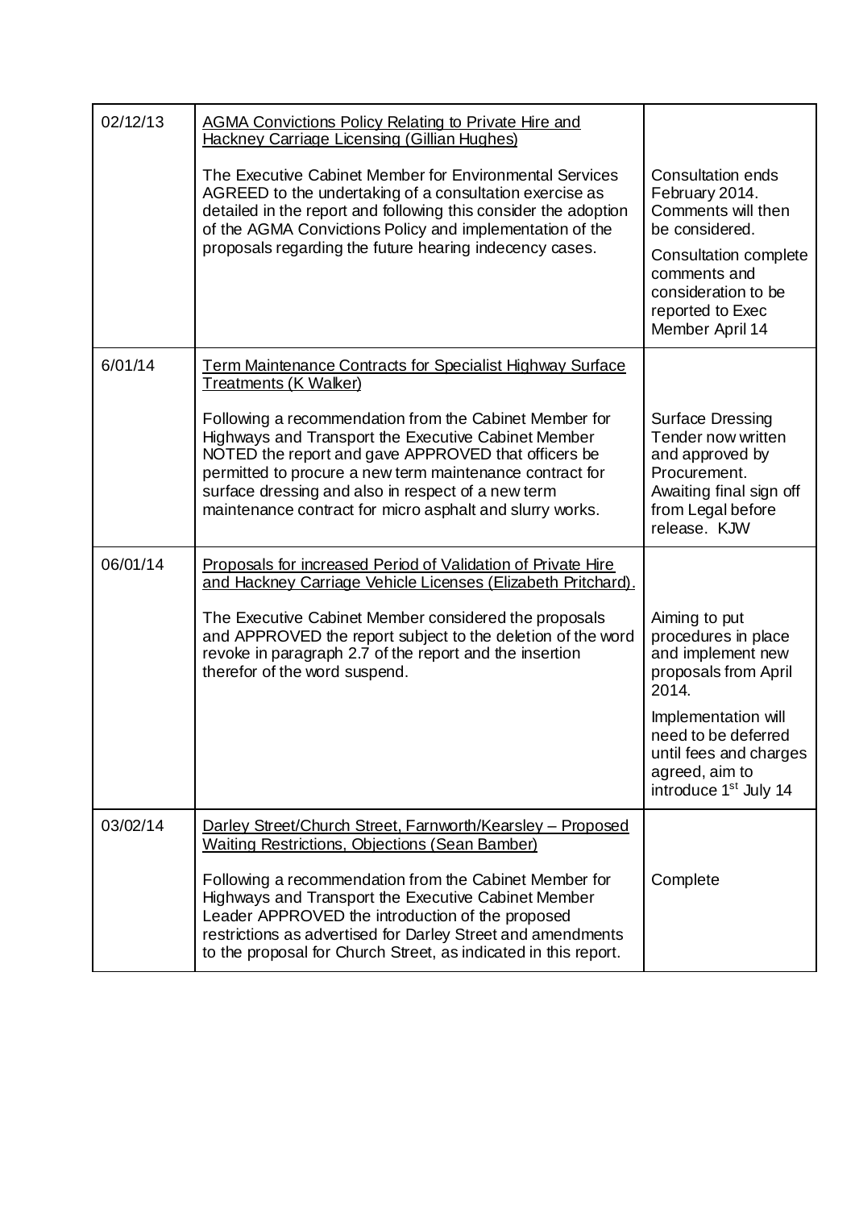| | | |
|---|---|---|
| 02/12/13 | AGMA Convictions Policy Relating to Private Hire and Hackney Carriage Licensing (Gillian Hughes)<br><br>The Executive Cabinet Member for Environmental Services AGREED to the undertaking of a consultation exercise as detailed in the report and following this consider the adoption of the AGMA Convictions Policy and implementation of the proposals regarding the future hearing indecency cases. | Consultation ends February 2014. Comments will then be considered.<br><br>Consultation complete comments and consideration to be reported to Exec Member April 14 |
| 6/01/14 | Term Maintenance Contracts for Specialist Highway Surface Treatments (K Walker)<br><br>Following a recommendation from the Cabinet Member for Highways and Transport the Executive Cabinet Member NOTED the report and gave APPROVED that officers be permitted to procure a new term maintenance contract for surface dressing and also in respect of a new term maintenance contract for micro asphalt and slurry works. | Surface Dressing Tender now written and approved by Procurement. Awaiting final sign off from Legal before release. KJW |
| 06/01/14 | Proposals for increased Period of Validation of Private Hire and Hackney Carriage Vehicle Licenses (Elizabeth Pritchard).<br><br>The Executive Cabinet Member considered the proposals and APPROVED the report subject to the deletion of the word revoke in paragraph 2.7 of the report and the insertion therefor of the word suspend. | Aiming to put procedures in place and implement new proposals from April 2014.<br><br>Implementation will need to be deferred until fees and charges agreed, aim to introduce 1st July 14 |
| 03/02/14 | Darley Street/Church Street, Farnworth/Kearsley – Proposed Waiting Restrictions, Objections (Sean Bamber)<br><br>Following a recommendation from the Cabinet Member for Highways and Transport the Executive Cabinet Member Leader APPROVED the introduction of the proposed restrictions as advertised for Darley Street and amendments to the proposal for Church Street, as indicated in this report. | Complete |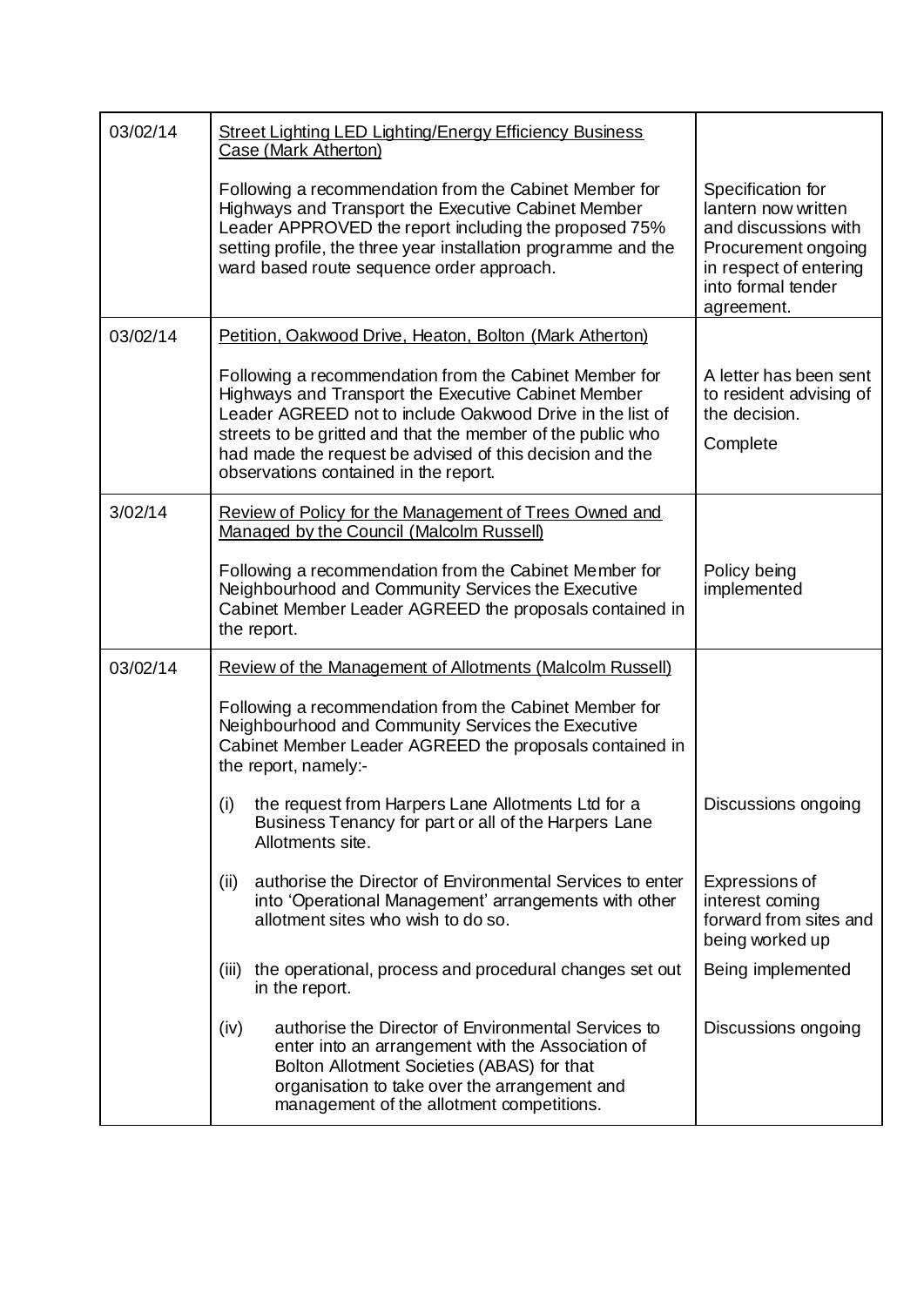| | | |
|---|---|---|
| 03/02/14 | Street Lighting LED Lighting/Energy Efficiency Business Case (Mark Atherton)<br><br>Following a recommendation from the Cabinet Member for Highways and Transport the Executive Cabinet Member Leader APPROVED the report including the proposed 75% setting profile, the three year installation programme and the ward based route sequence order approach. | Specification for lantern now written and discussions with Procurement ongoing in respect of entering into formal tender agreement. |
| 03/02/14 | Petition, Oakwood Drive, Heaton, Bolton (Mark Atherton)<br><br>Following a recommendation from the Cabinet Member for Highways and Transport the Executive Cabinet Member Leader AGREED not to include Oakwood Drive in the list of streets to be gritted and that the member of the public who had made the request be advised of this decision and the observations contained in the report. | A letter has been sent to resident advising of the decision.<br><br>Complete |
| 3/02/14 | Review of Policy for the Management of Trees Owned and Managed by the Council (Malcolm Russell)<br><br>Following a recommendation from the Cabinet Member for Neighbourhood and Community Services the Executive Cabinet Member Leader AGREED the proposals contained in the report. | Policy being implemented |
| 03/02/14 | Review of the Management of Allotments (Malcolm Russell)<br><br>Following a recommendation from the Cabinet Member for Neighbourhood and Community Services the Executive Cabinet Member Leader AGREED the proposals contained in the report, namely:- | |
| | (i) the request from Harpers Lane Allotments Ltd for a Business Tenancy for part or all of the Harpers Lane Allotments site. | Discussions ongoing |
| | (ii) authorise the Director of Environmental Services to enter into 'Operational Management' arrangements with other allotment sites who wish to do so. | Expressions of interest coming forward from sites and being worked up |
| | (iii) the operational, process and procedural changes set out in the report. | Being implemented |
| | (iv) authorise the Director of Environmental Services to enter into an arrangement with the Association of Bolton Allotment Societies (ABAS) for that organisation to take over the arrangement and management of the allotment competitions. | Discussions ongoing |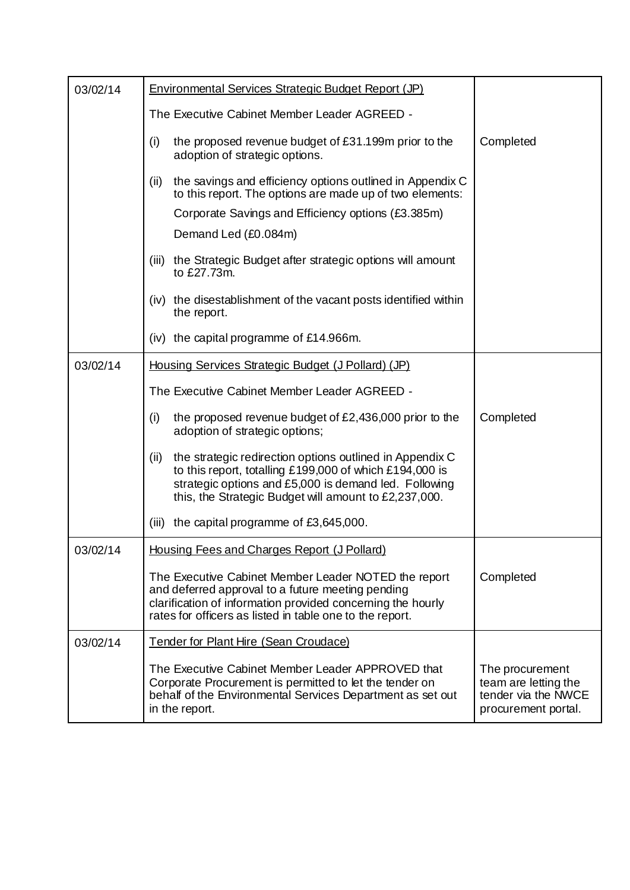| | | |
|---|---|---|
| 03/02/14 | <u>Environmental Services Strategic Budget Report (JP)</u><br><br>The Executive Cabinet Member Leader AGREED -<br><br>(i) the proposed revenue budget of £31.199m prior to the adoption of strategic options.<br><br>(ii) the savings and efficiency options outlined in Appendix C to this report. The options are made up of two elements:<br>Corporate Savings and Efficiency options (£3.385m)<br>Demand Led (£0.084m)<br><br>(iii) the Strategic Budget after strategic options will amount to £27.73m.<br><br>(iv) the disestablishment of the vacant posts identified within the report.<br><br>(iv) the capital programme of £14.966m. | Completed |
| 03/02/14 | <u>Housing Services Strategic Budget (J Pollard) (JP)</u><br><br>The Executive Cabinet Member Leader AGREED -<br><br>(i) the proposed revenue budget of £2,436,000 prior to the adoption of strategic options;<br><br>(ii) the strategic redirection options outlined in Appendix C to this report, totalling £199,000 of which £194,000 is strategic options and £5,000 is demand led. Following this, the Strategic Budget will amount to £2,237,000.<br><br>(iii) the capital programme of £3,645,000. | Completed |
| 03/02/14 | <u>Housing Fees and Charges Report (J Pollard)</u><br><br>The Executive Cabinet Member Leader NOTED the report and deferred approval to a future meeting pending clarification of information provided concerning the hourly rates for officers as listed in table one to the report. | Completed |
| 03/02/14 | <u>Tender for Plant Hire (Sean Croudace)</u><br><br>The Executive Cabinet Member Leader APPROVED that Corporate Procurement is permitted to let the tender on behalf of the Environmental Services Department as set out in the report. | The procurement team are letting the tender via the NWCE procurement portal. |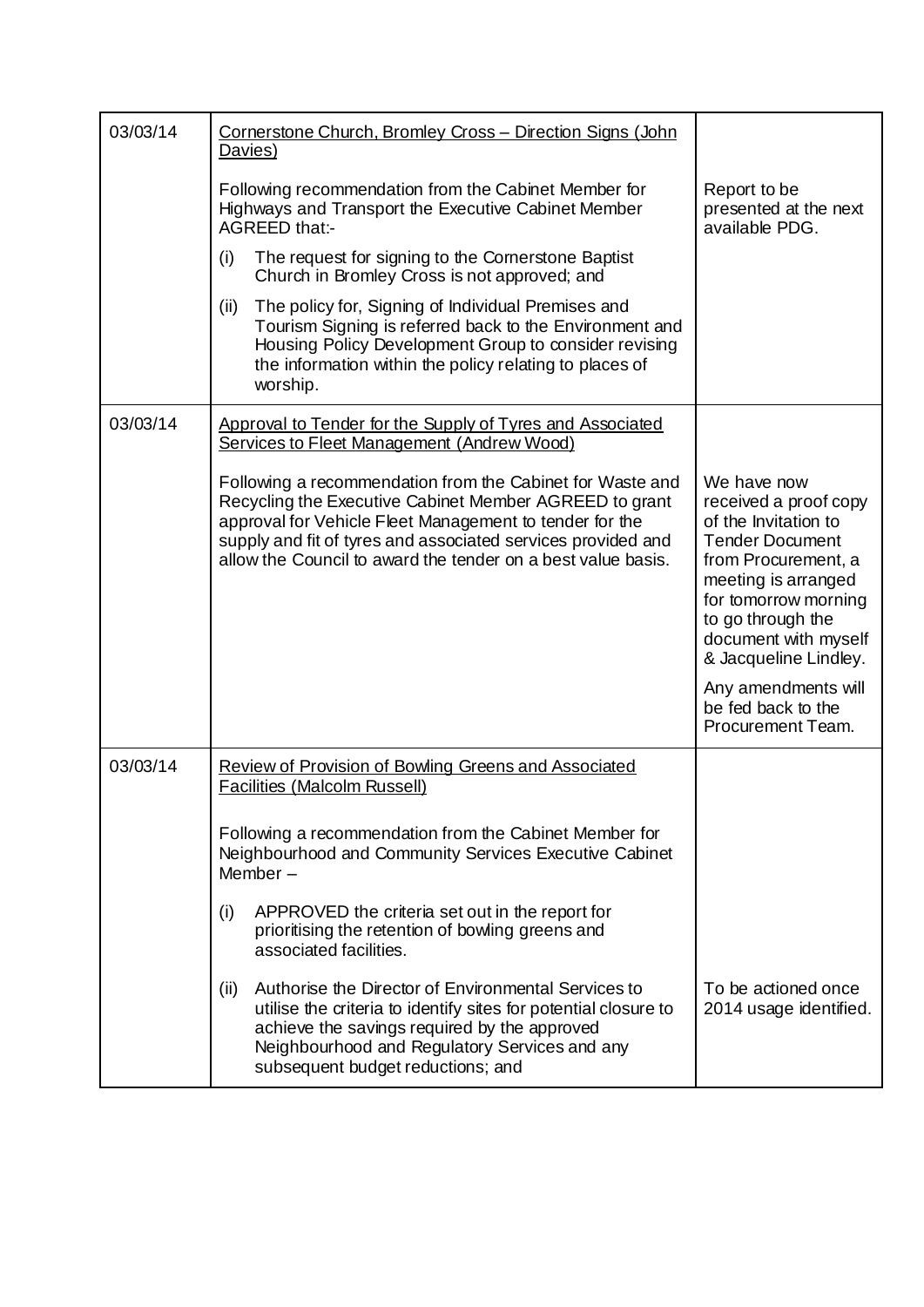| | | |
|---|---|---|
| 03/03/14 | <u>Cornerstone Church, Bromley Cross – Direction Signs (John Davies)</u><br><br>Following recommendation from the Cabinet Member for Highways and Transport the Executive Cabinet Member AGREED that:-<br><br>(i) The request for signing to the Cornerstone Baptist Church in Bromley Cross is not approved; and<br><br>(ii) The policy for, Signing of Individual Premises and Tourism Signing is referred back to the Environment and Housing Policy Development Group to consider revising the information within the policy relating to places of worship. | Report to be presented at the next available PDG. |
| 03/03/14 | <u>Approval to Tender for the Supply of Tyres and Associated Services to Fleet Management (Andrew Wood)</u><br><br>Following a recommendation from the Cabinet for Waste and Recycling the Executive Cabinet Member AGREED to grant approval for Vehicle Fleet Management to tender for the supply and fit of tyres and associated services provided and allow the Council to award the tender on a best value basis. | We have now received a proof copy of the Invitation to Tender Document from Procurement, a meeting is arranged for tomorrow morning to go through the document with myself & Jacqueline Lindley.<br><br>Any amendments will be fed back to the Procurement Team. |
| 03/03/14 | <u>Review of Provision of Bowling Greens and Associated Facilities (Malcolm Russell)</u><br><br>Following a recommendation from the Cabinet Member for Neighbourhood and Community Services Executive Cabinet Member –<br><br>(i) APPROVED the criteria set out in the report for prioritising the retention of bowling greens and associated facilities.<br><br>(ii) Authorise the Director of Environmental Services to utilise the criteria to identify sites for potential closure to achieve the savings required by the approved Neighbourhood and Regulatory Services and any subsequent budget reductions; and | To be actioned once 2014 usage identified. |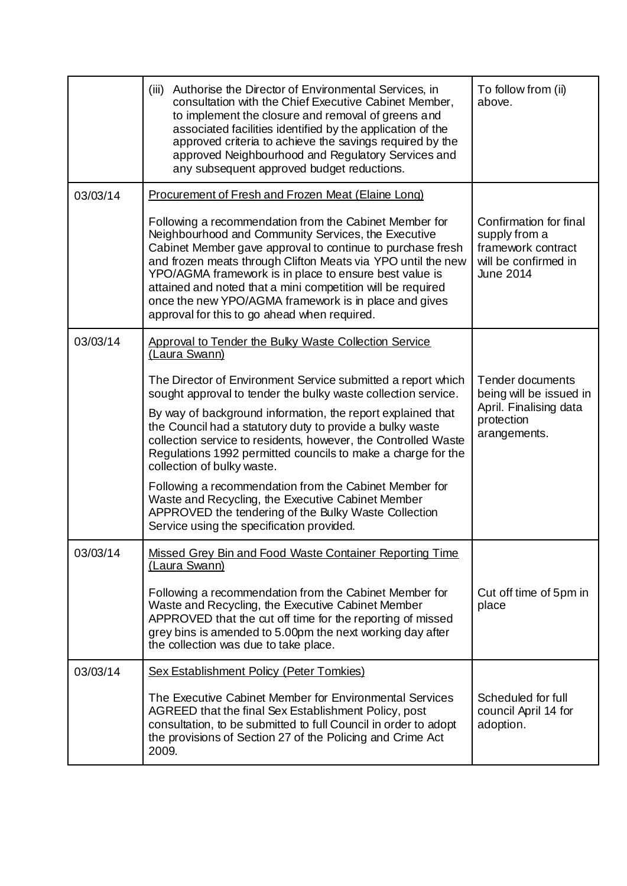| | | |
|---|---|---|
| | (iii) Authorise the Director of Environmental Services, in consultation with the Chief Executive Cabinet Member, to implement the closure and removal of greens and associated facilities identified by the application of the approved criteria to achieve the savings required by the approved Neighbourhood and Regulatory Services and any subsequent approved budget reductions. | To follow from (ii) above. |
| 03/03/14 | Procurement of Fresh and Frozen Meat (Elaine Long)<br><br>Following a recommendation from the Cabinet Member for Neighbourhood and Community Services, the Executive Cabinet Member gave approval to continue to purchase fresh and frozen meats through Clifton Meats via YPO until the new YPO/AGMA framework is in place to ensure best value is attained and noted that a mini competition will be required once the new YPO/AGMA framework is in place and gives approval for this to go ahead when required. | Confirmation for final supply from a framework contract will be confirmed in June 2014 |
| 03/03/14 | Approval to Tender the Bulky Waste Collection Service (Laura Swann)<br><br>The Director of Environment Service submitted a report which sought approval to tender the bulky waste collection service.<br><br>By way of background information, the report explained that the Council had a statutory duty to provide a bulky waste collection service to residents, however, the Controlled Waste Regulations 1992 permitted councils to make a charge for the collection of bulky waste.<br><br>Following a recommendation from the Cabinet Member for Waste and Recycling, the Executive Cabinet Member APPROVED the tendering of the Bulky Waste Collection Service using the specification provided. | Tender documents being will be issued in April. Finalising data protection arrangements. |
| 03/03/14 | Missed Grey Bin and Food Waste Container Reporting Time (Laura Swann)<br><br>Following a recommendation from the Cabinet Member for Waste and Recycling, the Executive Cabinet Member APPROVED that the cut off time for the reporting of missed grey bins is amended to 5.00pm the next working day after the collection was due to take place. | Cut off time of 5pm in place |
| 03/03/14 | Sex Establishment Policy (Peter Tomkies)<br><br>The Executive Cabinet Member for Environmental Services AGREED that the final Sex Establishment Policy, post consultation, to be submitted to full Council in order to adopt the provisions of Section 27 of the Policing and Crime Act 2009. | Scheduled for full council April 14 for adoption. |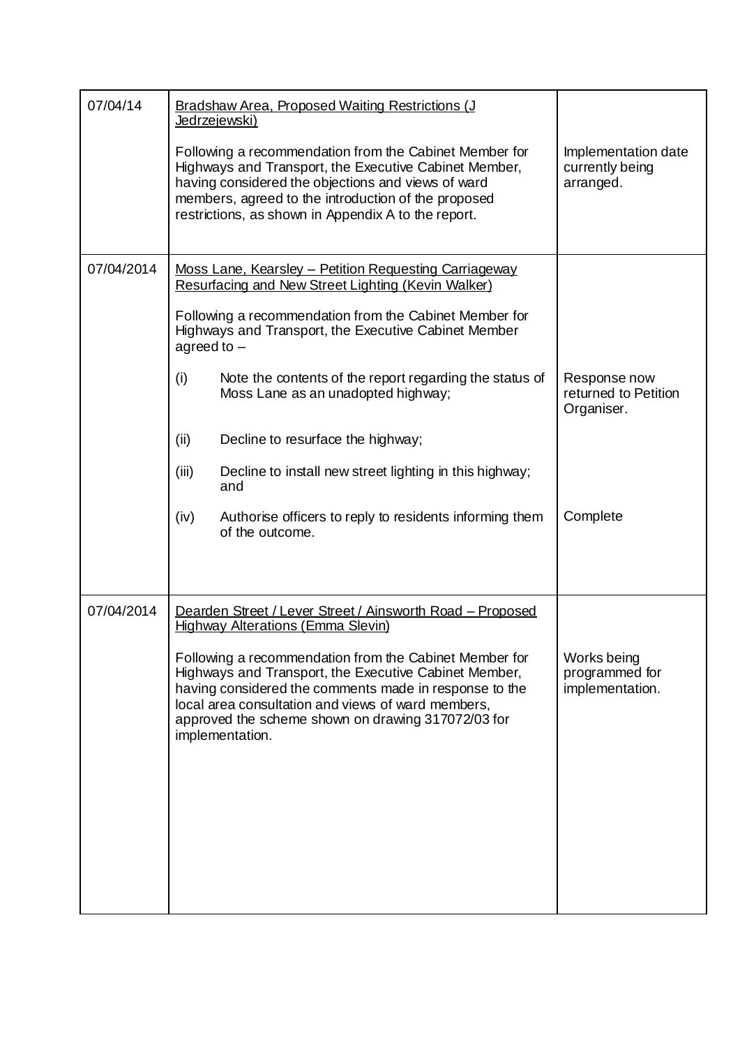| | | |
|---|---|---|
| 07/04/14 | <u>Bradshaw Area, Proposed Waiting Restrictions (J Jedrzejewski)</u><br><br>Following a recommendation from the Cabinet Member for Highways and Transport, the Executive Cabinet Member, having considered the objections and views of ward members, agreed to the introduction of the proposed restrictions, as shown in Appendix A to the report. | Implementation date currently being arranged. |
| 07/04/2014 | <u>Moss Lane, Kearsley – Petition Requesting Carriageway Resurfacing and New Street Lighting (Kevin Walker)</u><br><br>Following a recommendation from the Cabinet Member for Highways and Transport, the Executive Cabinet Member agreed to –<br><br>(i) Note the contents of the report regarding the status of Moss Lane as an unadopted highway;<br><br>(ii) Decline to resurface the highway;<br><br>(iii) Decline to install new street lighting in this highway; and<br><br>(iv) Authorise officers to reply to residents informing them of the outcome. | Response now returned to Petition Organiser.<br><br>Complete |
| 07/04/2014 | <u>Dearden Street / Lever Street / Ainsworth Road – Proposed Highway Alterations (Emma Slevin)</u><br><br>Following a recommendation from the Cabinet Member for Highways and Transport, the Executive Cabinet Member, having considered the comments made in response to the local area consultation and views of ward members, approved the scheme shown on drawing 317072/03 for implementation. | Works being programmed for implementation. |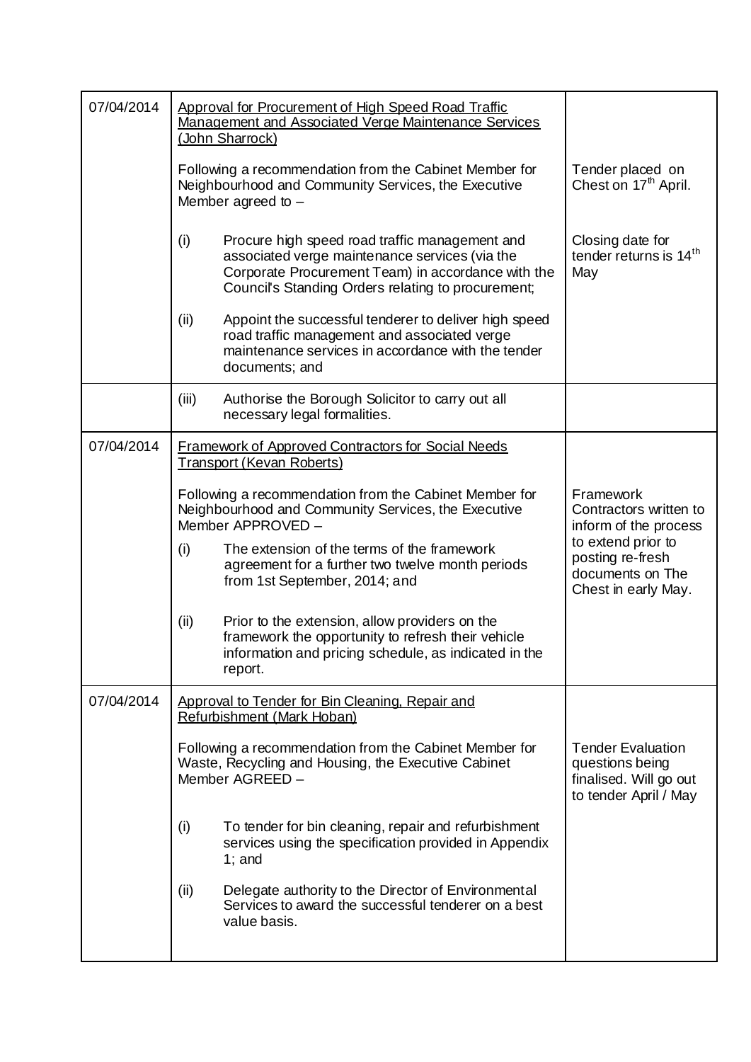| | | |
|---|---|---|
| 07/04/2014 | <u>Approval for Procurement of High Speed Road Traffic Management and Associated Verge Maintenance Services (John Sharrock)</u><br><br>Following a recommendation from the Cabinet Member for Neighbourhood and Community Services, the Executive Member agreed to –<br><br>(i) Procure high speed road traffic management and associated verge maintenance services (via the Corporate Procurement Team) in accordance with the Council's Standing Orders relating to procurement;<br><br>(ii) Appoint the successful tenderer to deliver high speed road traffic management and associated verge maintenance services in accordance with the tender documents; and | Tender placed on Chest on 17th April.<br><br>Closing date for tender returns is 14th May |
| | (iii) Authorise the Borough Solicitor to carry out all necessary legal formalities. | |
| 07/04/2014 | <u>Framework of Approved Contractors for Social Needs Transport (Kevan Roberts)</u><br><br>Following a recommendation from the Cabinet Member for Neighbourhood and Community Services, the Executive Member APPROVED –<br><br>(i) The extension of the terms of the framework agreement for a further two twelve month periods from 1st September, 2014; and<br><br>(ii) Prior to the extension, allow providers on the framework the opportunity to refresh their vehicle information and pricing schedule, as indicated in the report. | Framework Contractors written to inform of the process to extend prior to posting re-fresh documents on The Chest in early May. |
| 07/04/2014 | <u>Approval to Tender for Bin Cleaning, Repair and Refurbishment (Mark Hoban)</u><br><br>Following a recommendation from the Cabinet Member for Waste, Recycling and Housing, the Executive Cabinet Member AGREED –<br><br>(i) To tender for bin cleaning, repair and refurbishment services using the specification provided in Appendix 1; and<br><br>(ii) Delegate authority to the Director of Environmental Services to award the successful tenderer on a best value basis. | Tender Evaluation questions being finalised. Will go out to tender April / May |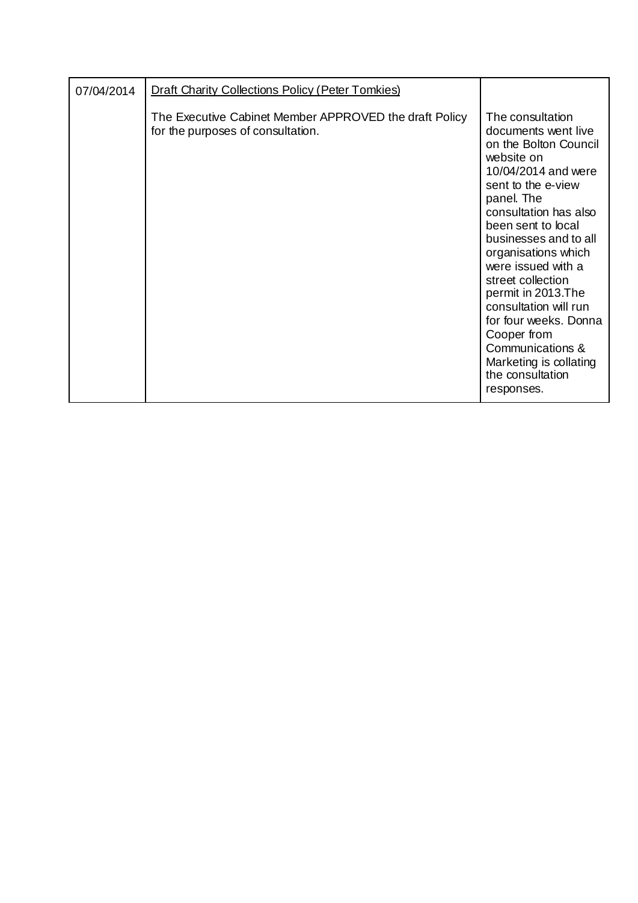| | | |
|---|---|---|
| 07/04/2014 | Draft Charity Collections Policy (Peter Tomkies)<br><br>The Executive Cabinet Member APPROVED the draft Policy for the purposes of consultation. | The consultation documents went live on the Bolton Council website on 10/04/2014 and were sent to the e-view panel. The consultation has also been sent to local businesses and to all organisations which were issued with a street collection permit in 2013.The consultation will run for four weeks. Donna Cooper from Communications & Marketing is collating the consultation responses. |